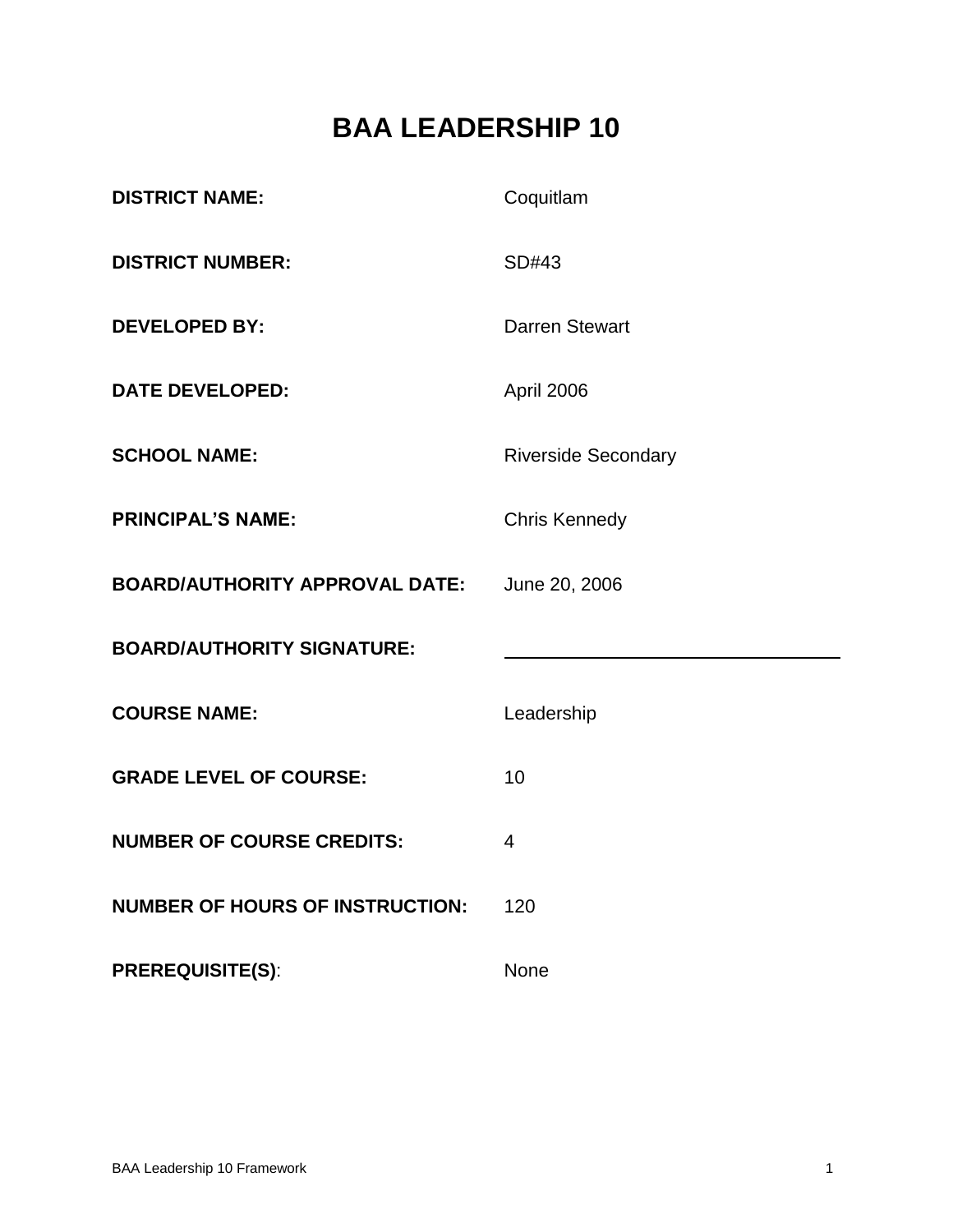# BAA LEADERSHIP 10

**DISTRICT NAME:** Coquitlam

**DISTRICT NUMBER:** SD#43

**DEVELOPED BY:** Darren Stewart

**DATE DEVELOPED:** April 2006

**SCHOOL NAME:** Riverside Secondary

**PRINCIPAL'S NAME:** Chris Kennedy

**BOARD/AUTHORITY APPROVAL DATE:** June 20, 2006

**BOARD/AUTHORITY SIGNATURE:** ______________________________

**COURSE NAME:** Leadership

**GRADE LEVEL OF COURSE:** 10

**NUMBER OF COURSE CREDITS:** 4

**NUMBER OF HOURS OF INSTRUCTION:** 120

**PREREQUISITE(S)**: None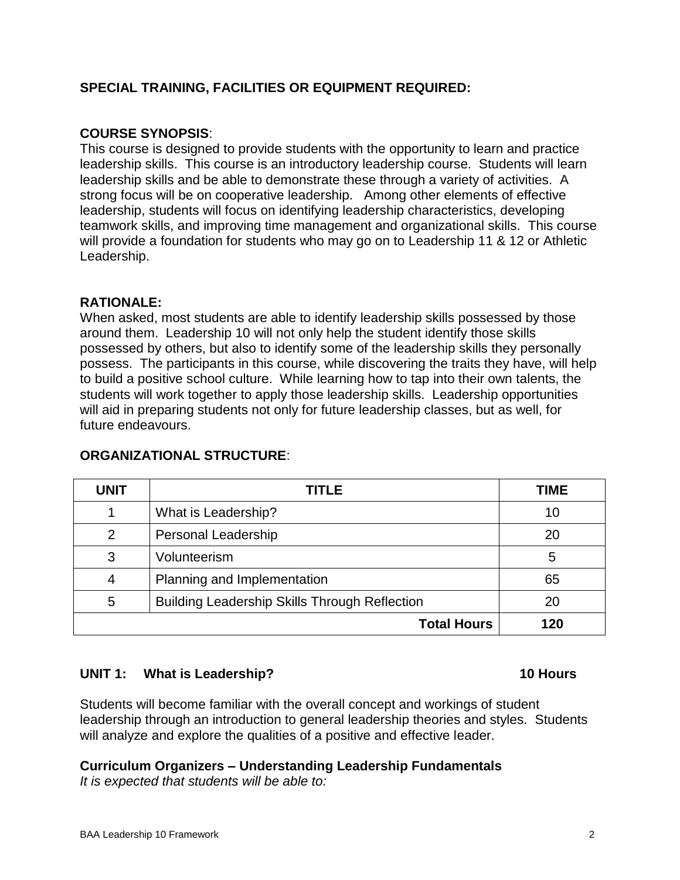**SPECIAL TRAINING, FACILITIES OR EQUIPMENT REQUIRED:**

**COURSE SYNOPSIS**:
This course is designed to provide students with the opportunity to learn and practice leadership skills. This course is an introductory leadership course. Students will learn leadership skills and be able to demonstrate these through a variety of activities. A strong focus will be on cooperative leadership. Among other elements of effective leadership, students will focus on identifying leadership characteristics, developing teamwork skills, and improving time management and organizational skills. This course will provide a foundation for students who may go on to Leadership 11 & 12 or Athletic Leadership.

**RATIONALE:**
When asked, most students are able to identify leadership skills possessed by those around them. Leadership 10 will not only help the student identify those skills possessed by others, but also to identify some of the leadership skills they personally possess. The participants in this course, while discovering the traits they have, will help to build a positive school culture. While learning how to tap into their own talents, the students will work together to apply those leadership skills. Leadership opportunities will aid in preparing students not only for future leadership classes, but as well, for future endeavours.

**ORGANIZATIONAL STRUCTURE**:

| UNIT | TITLE | TIME |
|---|---|---|
| 1 | What is Leadership? | 10 |
| 2 | Personal Leadership | 20 |
| 3 | Volunteerism | 5 |
| 4 | Planning and Implementation | 65 |
| 5 | Building Leadership Skills Through Reflection | 20 |
| | **Total Hours** | **120** |

**UNIT 1: What is Leadership? 10 Hours**

Students will become familiar with the overall concept and workings of student leadership through an introduction to general leadership theories and styles. Students will analyze and explore the qualities of a positive and effective leader.

**Curriculum Organizers – Understanding Leadership Fundamentals**
*It is expected that students will be able to:*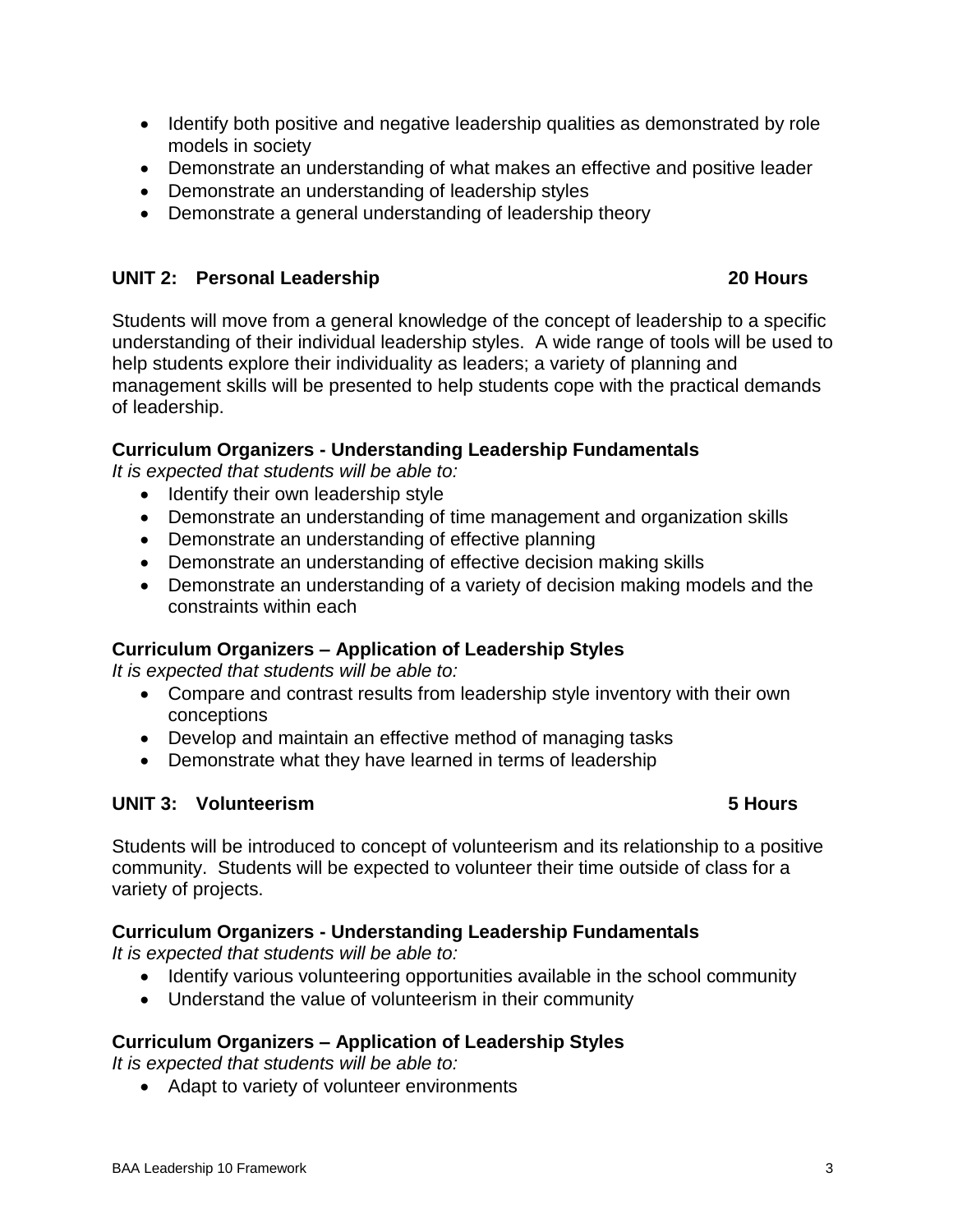- Identify both positive and negative leadership qualities as demonstrated by role models in society
- Demonstrate an understanding of what makes an effective and positive leader
- Demonstrate an understanding of leadership styles
- Demonstrate a general understanding of leadership theory

## UNIT 2: Personal Leadership — 20 Hours

Students will move from a general knowledge of the concept of leadership to a specific understanding of their individual leadership styles. A wide range of tools will be used to help students explore their individuality as leaders; a variety of planning and management skills will be presented to help students cope with the practical demands of leadership.

### Curriculum Organizers - Understanding Leadership Fundamentals

*It is expected that students will be able to:*

- Identify their own leadership style
- Demonstrate an understanding of time management and organization skills
- Demonstrate an understanding of effective planning
- Demonstrate an understanding of effective decision making skills
- Demonstrate an understanding of a variety of decision making models and the constraints within each

### Curriculum Organizers – Application of Leadership Styles

*It is expected that students will be able to:*

- Compare and contrast results from leadership style inventory with their own conceptions
- Develop and maintain an effective method of managing tasks
- Demonstrate what they have learned in terms of leadership

## UNIT 3: Volunteerism — 5 Hours

Students will be introduced to concept of volunteerism and its relationship to a positive community. Students will be expected to volunteer their time outside of class for a variety of projects.

### Curriculum Organizers - Understanding Leadership Fundamentals

*It is expected that students will be able to:*

- Identify various volunteering opportunities available in the school community
- Understand the value of volunteerism in their community

### Curriculum Organizers – Application of Leadership Styles

*It is expected that students will be able to:*

- Adapt to variety of volunteer environments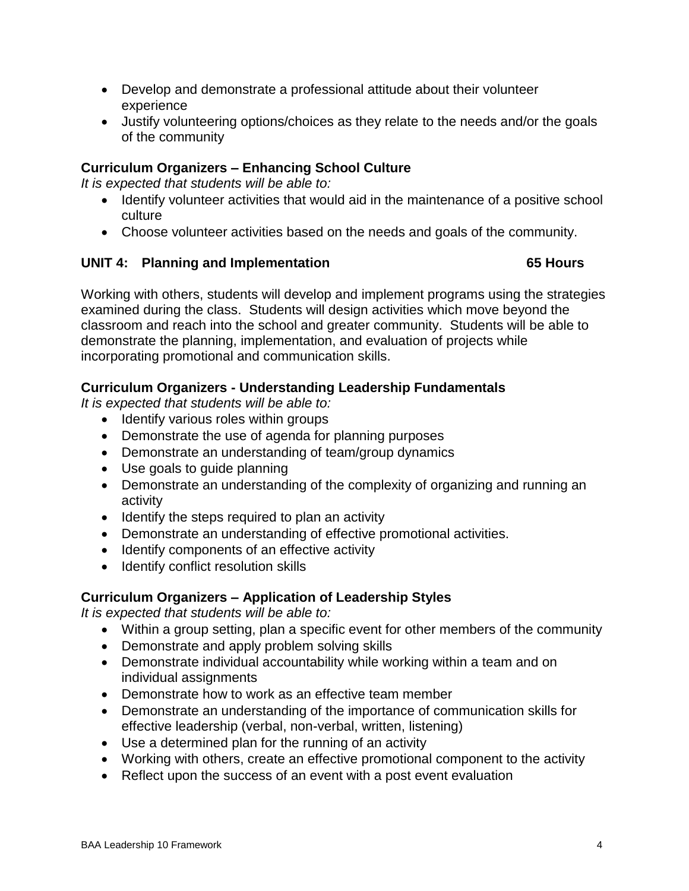- Develop and demonstrate a professional attitude about their volunteer experience
- Justify volunteering options/choices as they relate to the needs and/or the goals of the community

**Curriculum Organizers – Enhancing School Culture**

*It is expected that students will be able to:*

- Identify volunteer activities that would aid in the maintenance of a positive school culture
- Choose volunteer activities based on the needs and goals of the community.

## UNIT 4: Planning and Implementation — 65 Hours

Working with others, students will develop and implement programs using the strategies examined during the class. Students will design activities which move beyond the classroom and reach into the school and greater community. Students will be able to demonstrate the planning, implementation, and evaluation of projects while incorporating promotional and communication skills.

**Curriculum Organizers - Understanding Leadership Fundamentals**

*It is expected that students will be able to:*

- Identify various roles within groups
- Demonstrate the use of agenda for planning purposes
- Demonstrate an understanding of team/group dynamics
- Use goals to guide planning
- Demonstrate an understanding of the complexity of organizing and running an activity
- Identify the steps required to plan an activity
- Demonstrate an understanding of effective promotional activities.
- Identify components of an effective activity
- Identify conflict resolution skills

**Curriculum Organizers – Application of Leadership Styles**

*It is expected that students will be able to:*

- Within a group setting, plan a specific event for other members of the community
- Demonstrate and apply problem solving skills
- Demonstrate individual accountability while working within a team and on individual assignments
- Demonstrate how to work as an effective team member
- Demonstrate an understanding of the importance of communication skills for effective leadership (verbal, non-verbal, written, listening)
- Use a determined plan for the running of an activity
- Working with others, create an effective promotional component to the activity
- Reflect upon the success of an event with a post event evaluation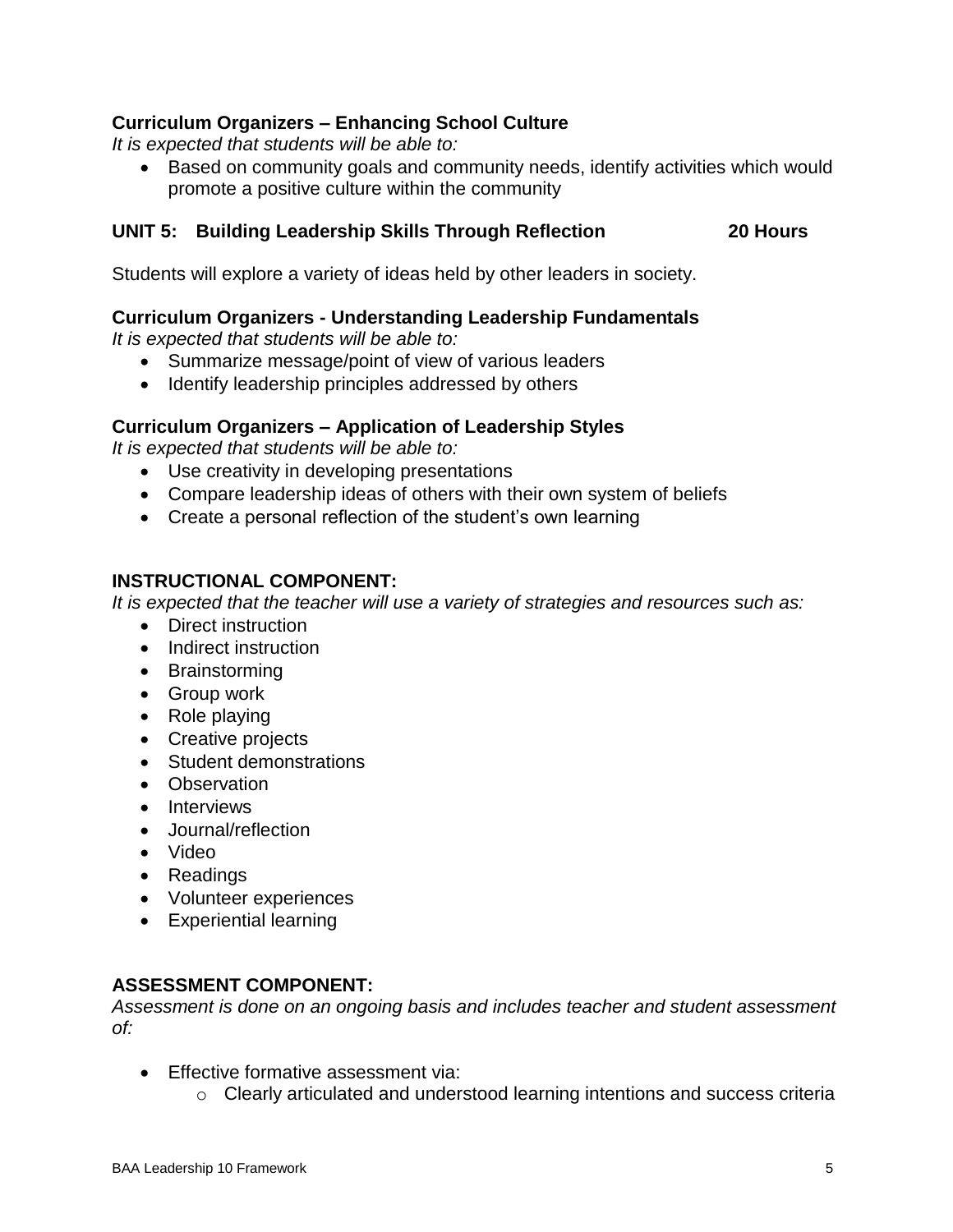**Curriculum Organizers – Enhancing School Culture**

*It is expected that students will be able to:*

- Based on community goals and community needs, identify activities which would promote a positive culture within the community

## UNIT 5: Building Leadership Skills Through Reflection — 20 Hours

Students will explore a variety of ideas held by other leaders in society.

**Curriculum Organizers - Understanding Leadership Fundamentals**

*It is expected that students will be able to:*

- Summarize message/point of view of various leaders
- Identify leadership principles addressed by others

**Curriculum Organizers – Application of Leadership Styles**

*It is expected that students will be able to:*

- Use creativity in developing presentations
- Compare leadership ideas of others with their own system of beliefs
- Create a personal reflection of the student's own learning

## INSTRUCTIONAL COMPONENT:

*It is expected that the teacher will use a variety of strategies and resources such as:*

- Direct instruction
- Indirect instruction
- Brainstorming
- Group work
- Role playing
- Creative projects
- Student demonstrations
- Observation
- Interviews
- Journal/reflection
- Video
- Readings
- Volunteer experiences
- Experiential learning

## ASSESSMENT COMPONENT:

*Assessment is done on an ongoing basis and includes teacher and student assessment of:*

- Effective formative assessment via:
  - Clearly articulated and understood learning intentions and success criteria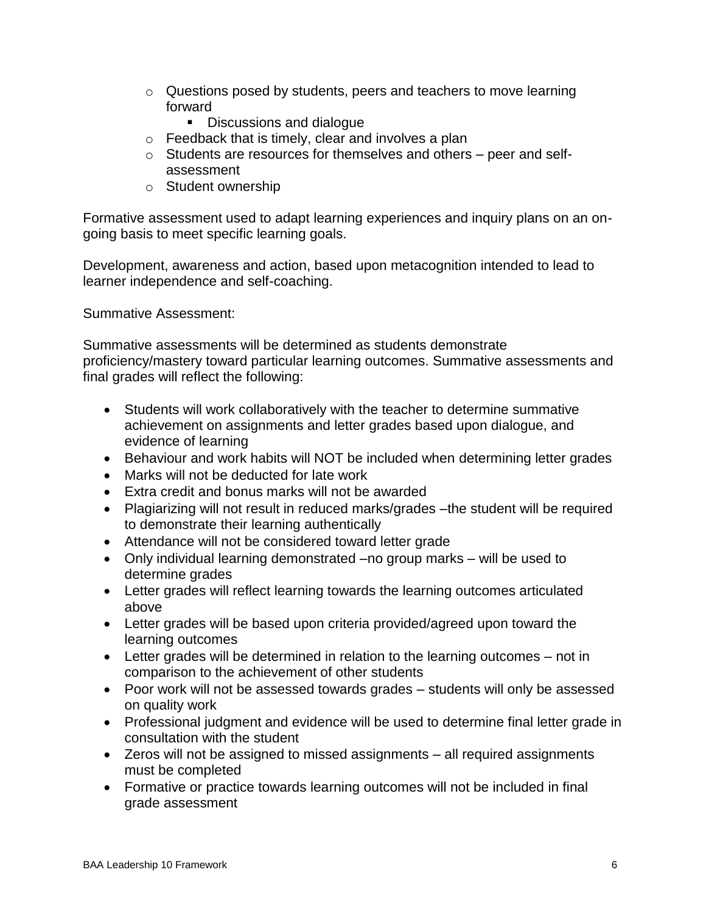- Questions posed by students, peers and teachers to move learning forward
  - Discussions and dialogue
- Feedback that is timely, clear and involves a plan
- Students are resources for themselves and others – peer and self-assessment
- Student ownership

Formative assessment used to adapt learning experiences and inquiry plans on an on-going basis to meet specific learning goals.

Development, awareness and action, based upon metacognition intended to lead to learner independence and self-coaching.

Summative Assessment:

Summative assessments will be determined as students demonstrate proficiency/mastery toward particular learning outcomes. Summative assessments and final grades will reflect the following:

- Students will work collaboratively with the teacher to determine summative achievement on assignments and letter grades based upon dialogue, and evidence of learning
- Behaviour and work habits will NOT be included when determining letter grades
- Marks will not be deducted for late work
- Extra credit and bonus marks will not be awarded
- Plagiarizing will not result in reduced marks/grades –the student will be required to demonstrate their learning authentically
- Attendance will not be considered toward letter grade
- Only individual learning demonstrated –no group marks – will be used to determine grades
- Letter grades will reflect learning towards the learning outcomes articulated above
- Letter grades will be based upon criteria provided/agreed upon toward the learning outcomes
- Letter grades will be determined in relation to the learning outcomes – not in comparison to the achievement of other students
- Poor work will not be assessed towards grades – students will only be assessed on quality work
- Professional judgment and evidence will be used to determine final letter grade in consultation with the student
- Zeros will not be assigned to missed assignments – all required assignments must be completed
- Formative or practice towards learning outcomes will not be included in final grade assessment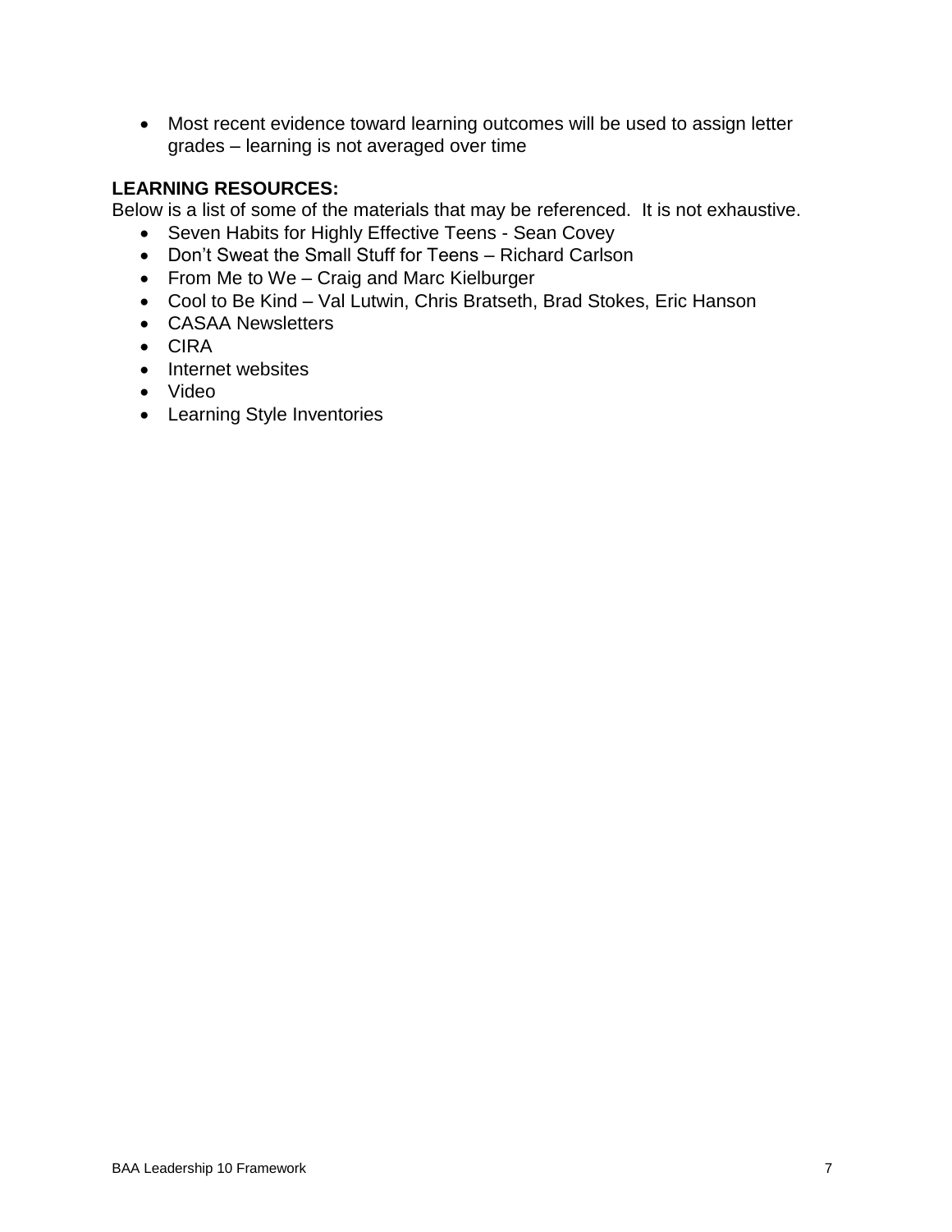- Most recent evidence toward learning outcomes will be used to assign letter grades – learning is not averaged over time

**LEARNING RESOURCES:**

Below is a list of some of the materials that may be referenced. It is not exhaustive.

- Seven Habits for Highly Effective Teens - Sean Covey
- Don't Sweat the Small Stuff for Teens – Richard Carlson
- From Me to We – Craig and Marc Kielburger
- Cool to Be Kind – Val Lutwin, Chris Bratseth, Brad Stokes, Eric Hanson
- CASAA Newsletters
- CIRA
- Internet websites
- Video
- Learning Style Inventories